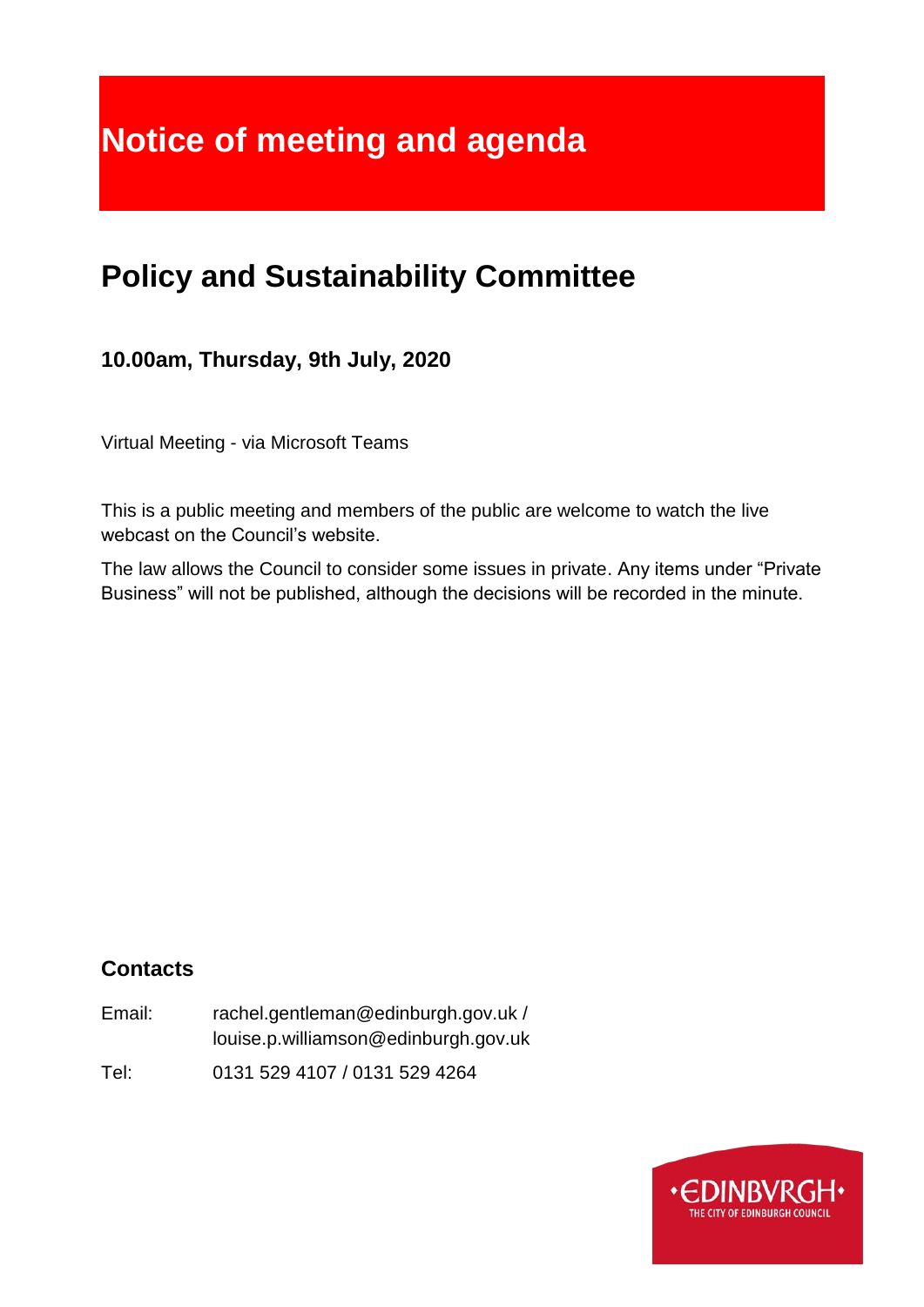# Notice of meeting and agenda

## Policy and Sustainability Committee

### 10.00am, Thursday, 9th July, 2020

Virtual Meeting - via Microsoft Teams

This is a public meeting and members of the public are welcome to watch the live webcast on the Council's website.

The law allows the Council to consider some issues in private. Any items under "Private Business" will not be published, although the decisions will be recorded in the minute.

### Contacts

Email: rachel.gentleman@edinburgh.gov.uk / louise.p.williamson@edinburgh.gov.uk

Tel: 0131 529 4107 / 0131 529 4264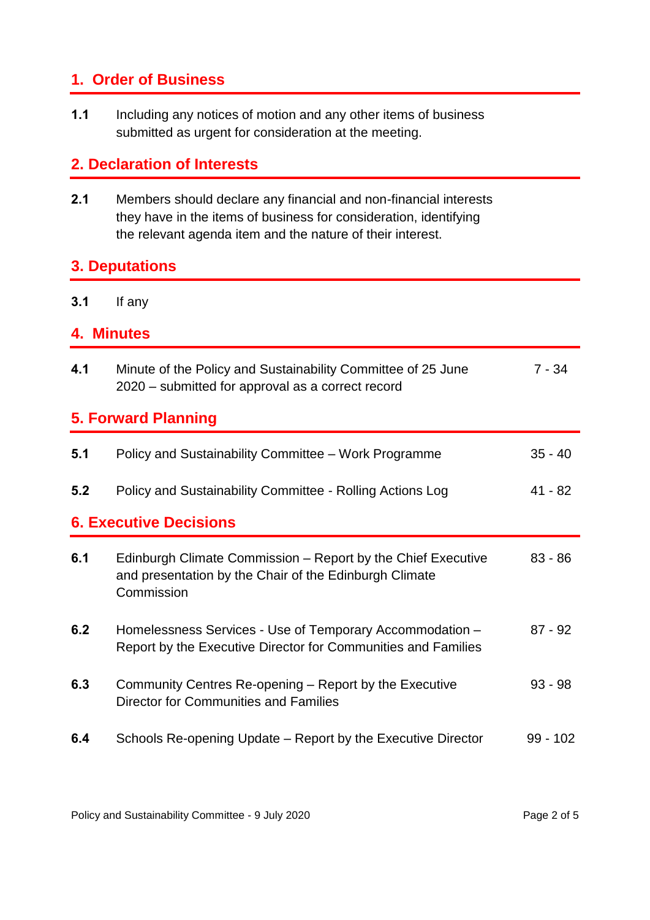## 1. Order of Business

**1.1** Including any notices of motion and any other items of business submitted as urgent for consideration at the meeting.

## 2. Declaration of Interests

**2.1** Members should declare any financial and non-financial interests they have in the items of business for consideration, identifying the relevant agenda item and the nature of their interest.

## 3. Deputations

**3.1** If any

## 4. Minutes

| | | |
|---|---|---|
| **4.1** | Minute of the Policy and Sustainability Committee of 25 June 2020 – submitted for approval as a correct record | 7 - 34 |

## 5. Forward Planning

| | | |
|---|---|---|
| **5.1** | Policy and Sustainability Committee – Work Programme | 35 - 40 |
| **5.2** | Policy and Sustainability Committee - Rolling Actions Log | 41 - 82 |

## 6. Executive Decisions

| | | |
|---|---|---|
| **6.1** | Edinburgh Climate Commission – Report by the Chief Executive and presentation by the Chair of the Edinburgh Climate Commission | 83 - 86 |
| **6.2** | Homelessness Services - Use of Temporary Accommodation – Report by the Executive Director for Communities and Families | 87 - 92 |
| **6.3** | Community Centres Re-opening – Report by the Executive Director for Communities and Families | 93 - 98 |
| **6.4** | Schools Re-opening Update – Report by the Executive Director | 99 - 102 |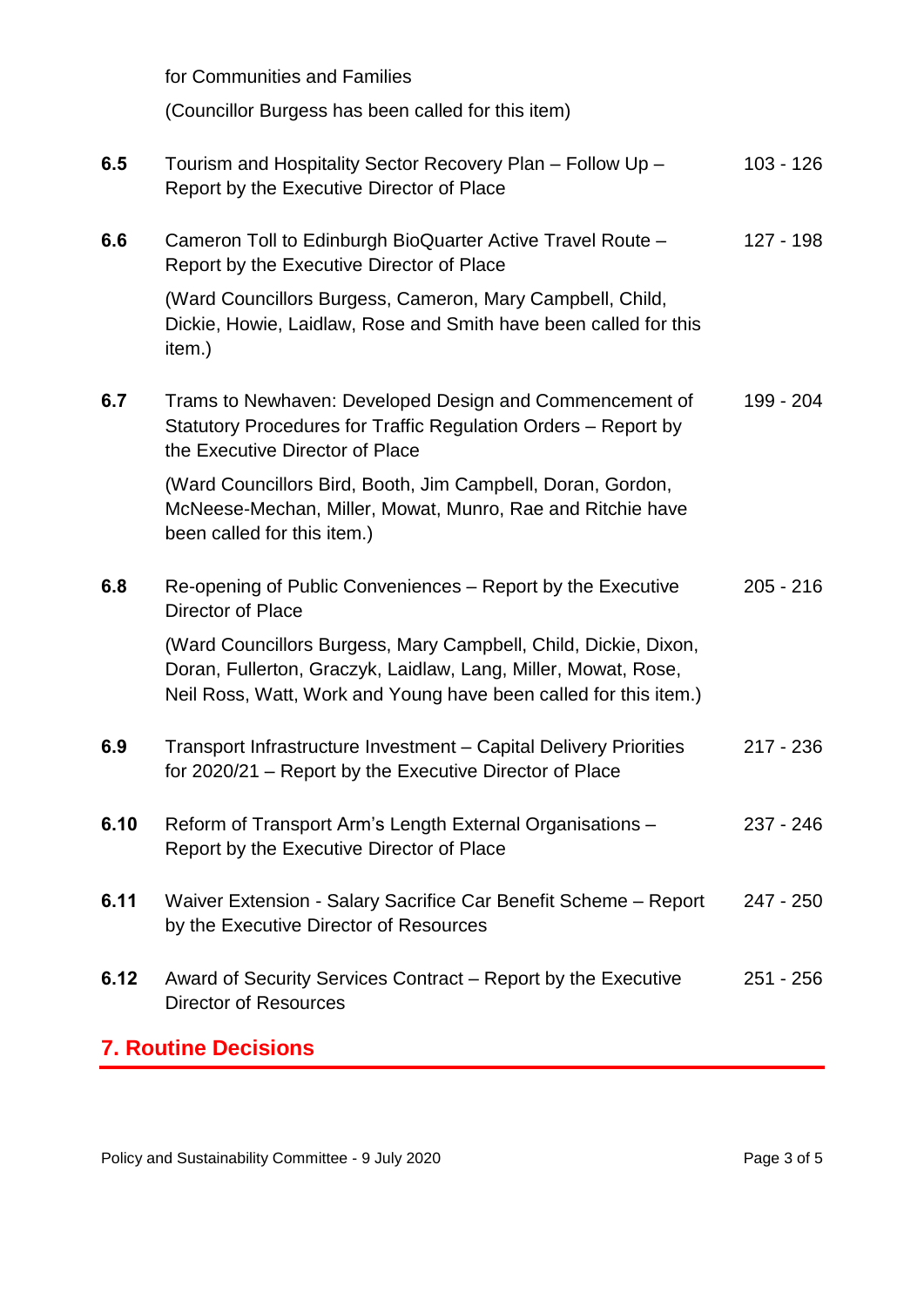for Communities and Families

(Councillor Burgess has been called for this item)

| | | |
|---|---|---|
| **6.5** | Tourism and Hospitality Sector Recovery Plan – Follow Up – Report by the Executive Director of Place | 103 - 126 |
| **6.6** | Cameron Toll to Edinburgh BioQuarter Active Travel Route – Report by the Executive Director of Place<br><br>(Ward Councillors Burgess, Cameron, Mary Campbell, Child, Dickie, Howie, Laidlaw, Rose and Smith have been called for this item.) | 127 - 198 |
| **6.7** | Trams to Newhaven: Developed Design and Commencement of Statutory Procedures for Traffic Regulation Orders – Report by the Executive Director of Place<br><br>(Ward Councillors Bird, Booth, Jim Campbell, Doran, Gordon, McNeese-Mechan, Miller, Mowat, Munro, Rae and Ritchie have been called for this item.) | 199 - 204 |
| **6.8** | Re-opening of Public Conveniences – Report by the Executive Director of Place<br><br>(Ward Councillors Burgess, Mary Campbell, Child, Dickie, Dixon, Doran, Fullerton, Graczyk, Laidlaw, Lang, Miller, Mowat, Rose, Neil Ross, Watt, Work and Young have been called for this item.) | 205 - 216 |
| **6.9** | Transport Infrastructure Investment – Capital Delivery Priorities for 2020/21 – Report by the Executive Director of Place | 217 - 236 |
| **6.10** | Reform of Transport Arm's Length External Organisations – Report by the Executive Director of Place | 237 - 246 |
| **6.11** | Waiver Extension - Salary Sacrifice Car Benefit Scheme – Report by the Executive Director of Resources | 247 - 250 |
| **6.12** | Award of Security Services Contract – Report by the Executive Director of Resources | 251 - 256 |

## 7. Routine Decisions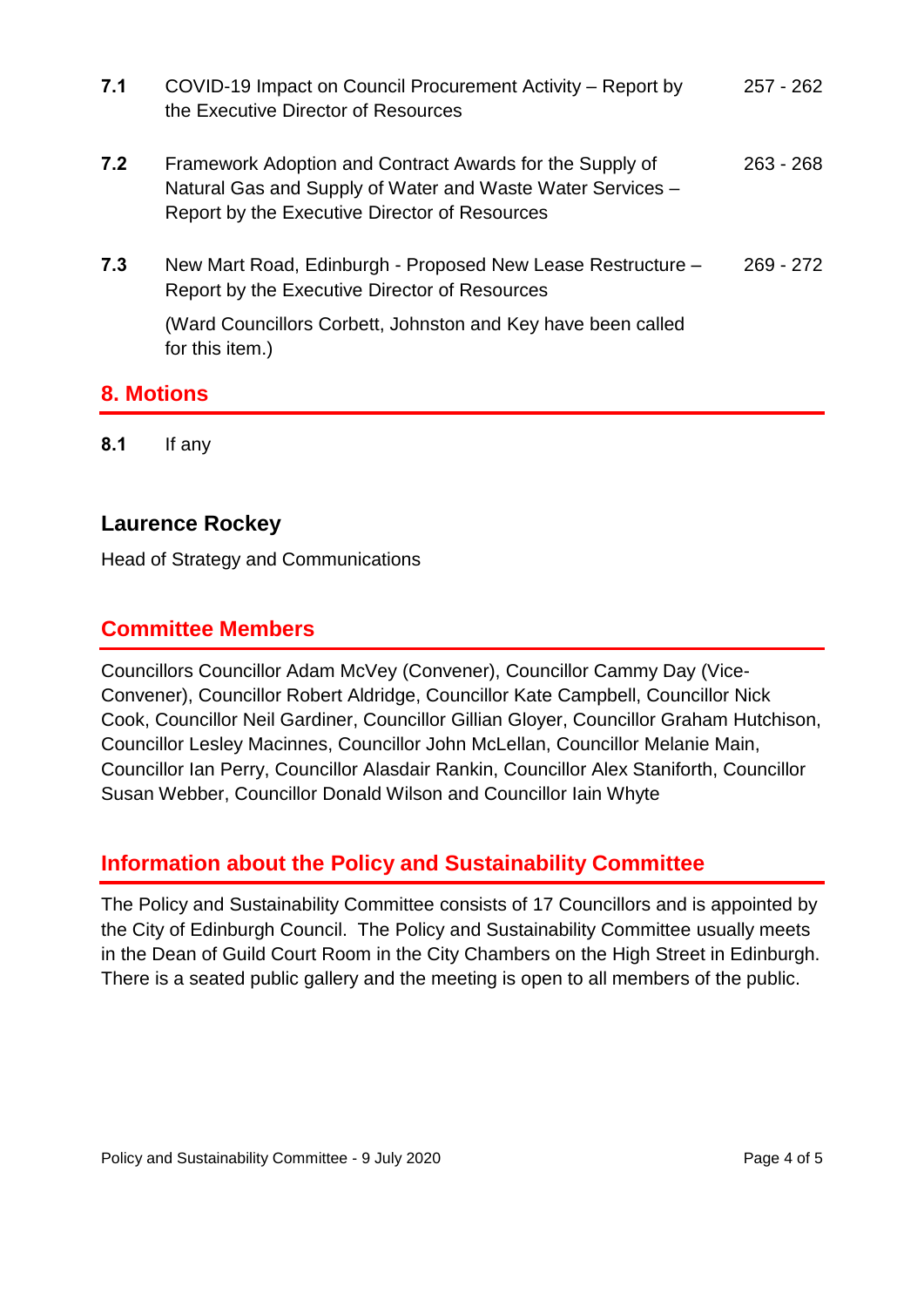| | | |
|---|---|---|
| **7.1** | COVID-19 Impact on Council Procurement Activity – Report by the Executive Director of Resources | 257 - 262 |
| **7.2** | Framework Adoption and Contract Awards for the Supply of Natural Gas and Supply of Water and Waste Water Services – Report by the Executive Director of Resources | 263 - 268 |
| **7.3** | New Mart Road, Edinburgh - Proposed New Lease Restructure – Report by the Executive Director of Resources<br><br>(Ward Councillors Corbett, Johnston and Key have been called for this item.) | 269 - 272 |

## 8. Motions

**8.1** If any

### Laurence Rockey

Head of Strategy and Communications

## Committee Members

Councillors Councillor Adam McVey (Convener), Councillor Cammy Day (Vice-Convener), Councillor Robert Aldridge, Councillor Kate Campbell, Councillor Nick Cook, Councillor Neil Gardiner, Councillor Gillian Gloyer, Councillor Graham Hutchison, Councillor Lesley Macinnes, Councillor John McLellan, Councillor Melanie Main, Councillor Ian Perry, Councillor Alasdair Rankin, Councillor Alex Staniforth, Councillor Susan Webber, Councillor Donald Wilson and Councillor Iain Whyte

## Information about the Policy and Sustainability Committee

The Policy and Sustainability Committee consists of 17 Councillors and is appointed by the City of Edinburgh Council. The Policy and Sustainability Committee usually meets in the Dean of Guild Court Room in the City Chambers on the High Street in Edinburgh. There is a seated public gallery and the meeting is open to all members of the public.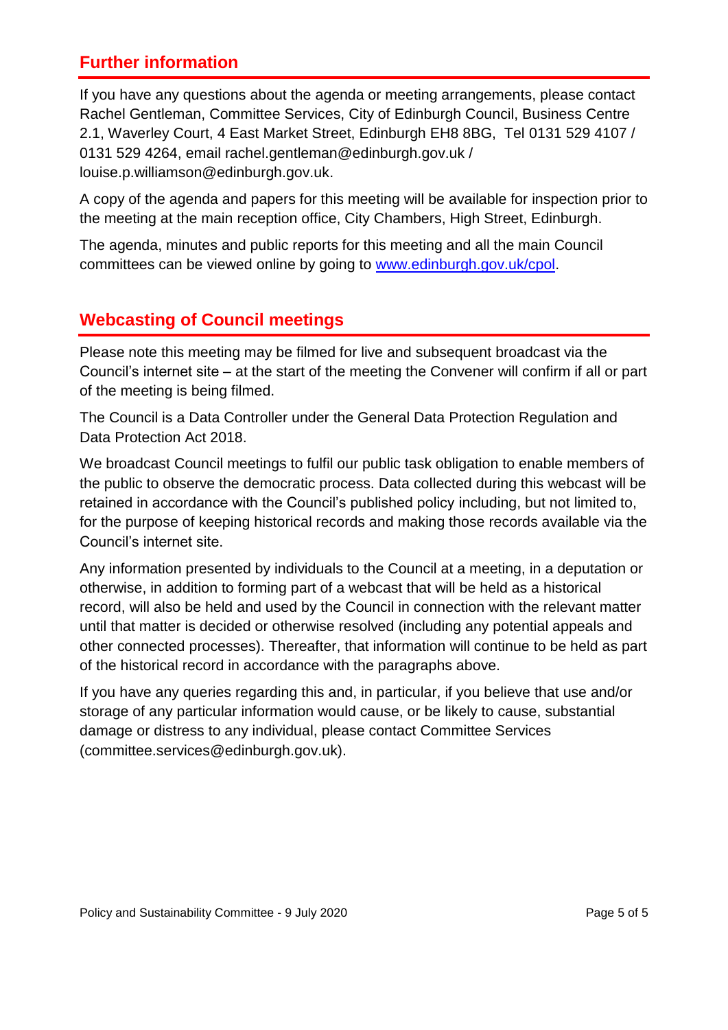## Further information

If you have any questions about the agenda or meeting arrangements, please contact Rachel Gentleman, Committee Services, City of Edinburgh Council, Business Centre 2.1, Waverley Court, 4 East Market Street, Edinburgh EH8 8BG, Tel 0131 529 4107 / 0131 529 4264, email rachel.gentleman@edinburgh.gov.uk / louise.p.williamson@edinburgh.gov.uk.

A copy of the agenda and papers for this meeting will be available for inspection prior to the meeting at the main reception office, City Chambers, High Street, Edinburgh.

The agenda, minutes and public reports for this meeting and all the main Council committees can be viewed online by going to [www.edinburgh.gov.uk/cpol](http://www.edinburgh.gov.uk/cpol).

## Webcasting of Council meetings

Please note this meeting may be filmed for live and subsequent broadcast via the Council's internet site – at the start of the meeting the Convener will confirm if all or part of the meeting is being filmed.

The Council is a Data Controller under the General Data Protection Regulation and Data Protection Act 2018.

We broadcast Council meetings to fulfil our public task obligation to enable members of the public to observe the democratic process. Data collected during this webcast will be retained in accordance with the Council's published policy including, but not limited to, for the purpose of keeping historical records and making those records available via the Council's internet site.

Any information presented by individuals to the Council at a meeting, in a deputation or otherwise, in addition to forming part of a webcast that will be held as a historical record, will also be held and used by the Council in connection with the relevant matter until that matter is decided or otherwise resolved (including any potential appeals and other connected processes). Thereafter, that information will continue to be held as part of the historical record in accordance with the paragraphs above.

If you have any queries regarding this and, in particular, if you believe that use and/or storage of any particular information would cause, or be likely to cause, substantial damage or distress to any individual, please contact Committee Services (committee.services@edinburgh.gov.uk).